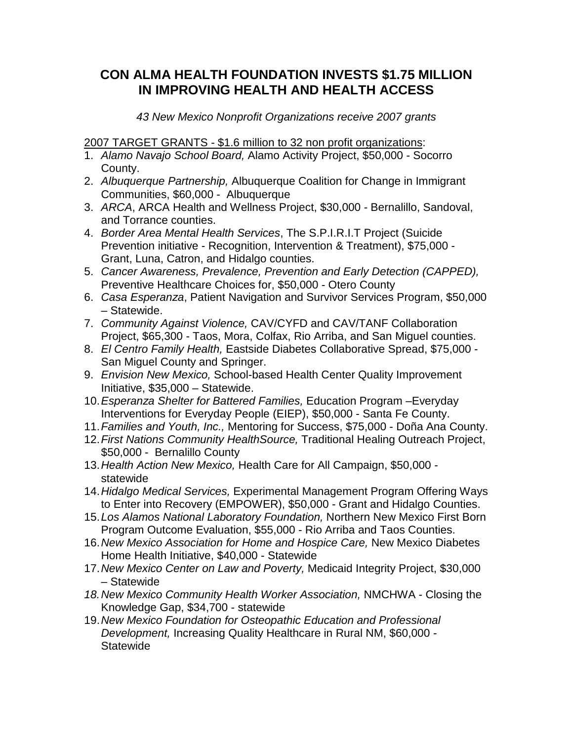# CON ALMA HEALTH FOUNDATION INVESTS $1.75 MILLION IN IMPROVING HEALTH AND HEALTH ACCESS

*43 New Mexico Nonprofit Organizations receive 2007 grants*

<u>2007 TARGET GRANTS - $1.6 million to 32 non profit organizations</u>:

1. *Alamo Navajo School Board,* Alamo Activity Project, $50,000 - Socorro County.
2. *Albuquerque Partnership,* Albuquerque Coalition for Change in Immigrant Communities, $60,000 - Albuquerque
3. *ARCA*, ARCA Health and Wellness Project, $30,000 - Bernalillo, Sandoval, and Torrance counties.
4. *Border Area Mental Health Services*, The S.P.I.R.I.T Project (Suicide Prevention initiative - Recognition, Intervention & Treatment), $75,000 - Grant, Luna, Catron, and Hidalgo counties.
5. *Cancer Awareness, Prevalence, Prevention and Early Detection (CAPPED),* Preventive Healthcare Choices for, $50,000 - Otero County
6. *Casa Esperanza*, Patient Navigation and Survivor Services Program, $50,000 – Statewide.
7. *Community Against Violence,* CAV/CYFD and CAV/TANF Collaboration Project, $65,300 - Taos, Mora, Colfax, Rio Arriba, and San Miguel counties.
8. *El Centro Family Health,* Eastside Diabetes Collaborative Spread, $75,000 - San Miguel County and Springer.
9. *Envision New Mexico,* School-based Health Center Quality Improvement Initiative, $35,000 – Statewide.
10. *Esperanza Shelter for Battered Families,* Education Program –Everyday Interventions for Everyday People (EIEP), $50,000 - Santa Fe County.
11. *Families and Youth, Inc.,* Mentoring for Success, $75,000 - Doña Ana County.
12. *First Nations Community HealthSource,* Traditional Healing Outreach Project, $50,000 - Bernalillo County
13. *Health Action New Mexico,* Health Care for All Campaign, $50,000 - statewide
14. *Hidalgo Medical Services,* Experimental Management Program Offering Ways to Enter into Recovery (EMPOWER), $50,000 - Grant and Hidalgo Counties.
15. *Los Alamos National Laboratory Foundation,* Northern New Mexico First Born Program Outcome Evaluation, $55,000 - Rio Arriba and Taos Counties.
16. *New Mexico Association for Home and Hospice Care,* New Mexico Diabetes Home Health Initiative, $40,000 - Statewide
17. *New Mexico Center on Law and Poverty,* Medicaid Integrity Project, $30,000 – Statewide
18. *New Mexico Community Health Worker Association,* NMCHWA - Closing the Knowledge Gap, $34,700 - statewide
19. *New Mexico Foundation for Osteopathic Education and Professional Development,* Increasing Quality Healthcare in Rural NM, $60,000 - Statewide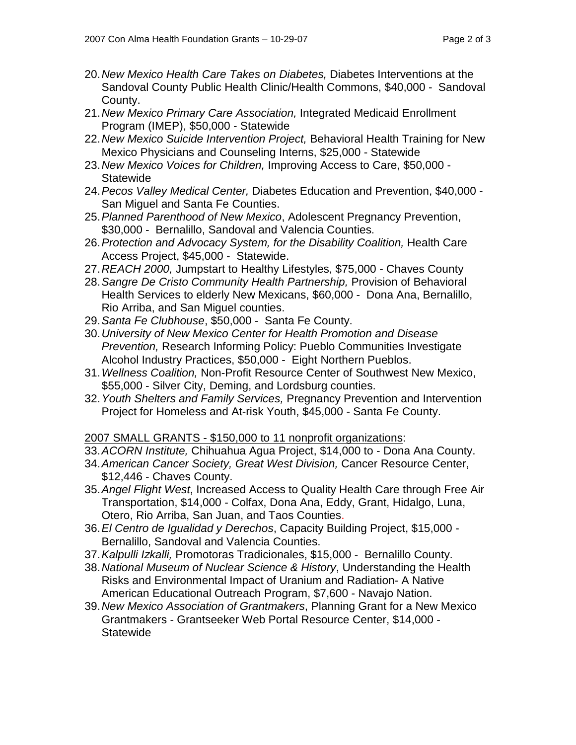20. *New Mexico Health Care Takes on Diabetes,* Diabetes Interventions at the Sandoval County Public Health Clinic/Health Commons, $40,000 - Sandoval County.
21. *New Mexico Primary Care Association,* Integrated Medicaid Enrollment Program (IMEP), $50,000 - Statewide
22. *New Mexico Suicide Intervention Project,* Behavioral Health Training for New Mexico Physicians and Counseling Interns, $25,000 - Statewide
23. *New Mexico Voices for Children,* Improving Access to Care, $50,000 - Statewide
24. *Pecos Valley Medical Center,* Diabetes Education and Prevention, $40,000 - San Miguel and Santa Fe Counties.
25. *Planned Parenthood of New Mexico*, Adolescent Pregnancy Prevention, $30,000 - Bernalillo, Sandoval and Valencia Counties.
26. *Protection and Advocacy System, for the Disability Coalition,* Health Care Access Project, $45,000 - Statewide.
27. *REACH 2000,* Jumpstart to Healthy Lifestyles, $75,000 - Chaves County
28. *Sangre De Cristo Community Health Partnership,* Provision of Behavioral Health Services to elderly New Mexicans, $60,000 - Dona Ana, Bernalillo, Rio Arriba, and San Miguel counties.
29. *Santa Fe Clubhouse*, $50,000 - Santa Fe County.
30. *University of New Mexico Center for Health Promotion and Disease Prevention,* Research Informing Policy: Pueblo Communities Investigate Alcohol Industry Practices, $50,000 - Eight Northern Pueblos.
31. *Wellness Coalition,* Non-Profit Resource Center of Southwest New Mexico, $55,000 - Silver City, Deming, and Lordsburg counties.
32. *Youth Shelters and Family Services,* Pregnancy Prevention and Intervention Project for Homeless and At-risk Youth, $45,000 - Santa Fe County.

2007 SMALL GRANTS - $150,000 to 11 nonprofit organizations:

33. *ACORN Institute,* Chihuahua Agua Project, $14,000 to - Dona Ana County.
34. *American Cancer Society, Great West Division,* Cancer Resource Center, $12,446 - Chaves County.
35. *Angel Flight West*, Increased Access to Quality Health Care through Free Air Transportation, $14,000 - Colfax, Dona Ana, Eddy, Grant, Hidalgo, Luna, Otero, Rio Arriba, San Juan, and Taos Counties.
36. *El Centro de Igualidad y Derechos*, Capacity Building Project, $15,000 - Bernalillo, Sandoval and Valencia Counties.
37. *Kalpulli Izkalli,* Promotoras Tradicionales, $15,000 - Bernalillo County.
38. *National Museum of Nuclear Science & History*, Understanding the Health Risks and Environmental Impact of Uranium and Radiation- A Native American Educational Outreach Program, $7,600 - Navajo Nation.
39. *New Mexico Association of Grantmakers*, Planning Grant for a New Mexico Grantmakers - Grantseeker Web Portal Resource Center, $14,000 - Statewide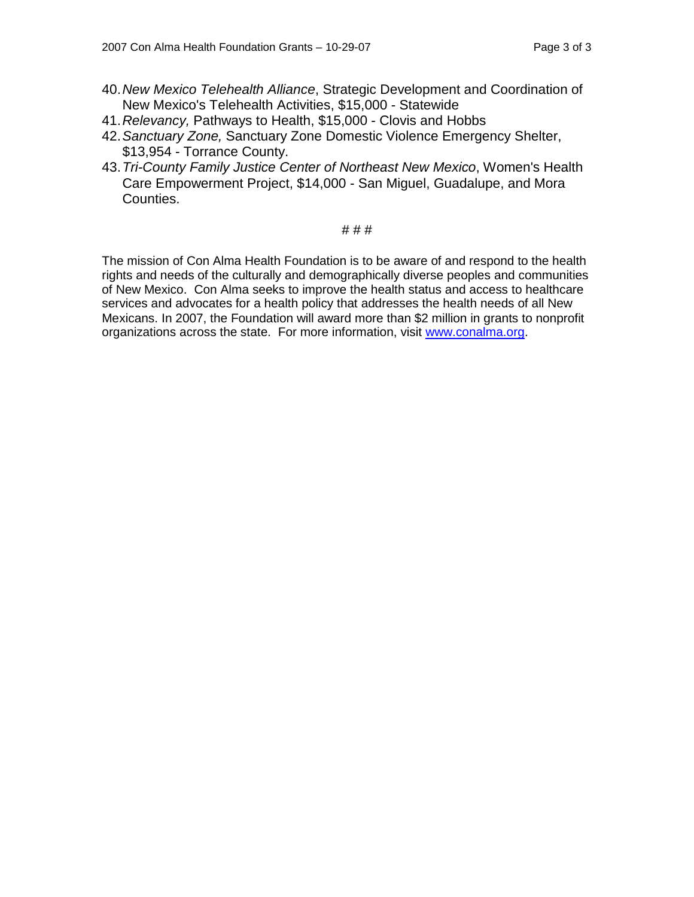40. *New Mexico Telehealth Alliance*, Strategic Development and Coordination of New Mexico's Telehealth Activities, $15,000 - Statewide
41. *Relevancy,* Pathways to Health, $15,000 - Clovis and Hobbs
42. *Sanctuary Zone,* Sanctuary Zone Domestic Violence Emergency Shelter, $13,954 - Torrance County.
43. *Tri-County Family Justice Center of Northeast New Mexico*, Women's Health Care Empowerment Project, $14,000 - San Miguel, Guadalupe, and Mora Counties.

# # #

The mission of Con Alma Health Foundation is to be aware of and respond to the health rights and needs of the culturally and demographically diverse peoples and communities of New Mexico. Con Alma seeks to improve the health status and access to healthcare services and advocates for a health policy that addresses the health needs of all New Mexicans. In 2007, the Foundation will award more than $2 million in grants to nonprofit organizations across the state. For more information, visit [www.conalma.org](http://www.conalma.org).